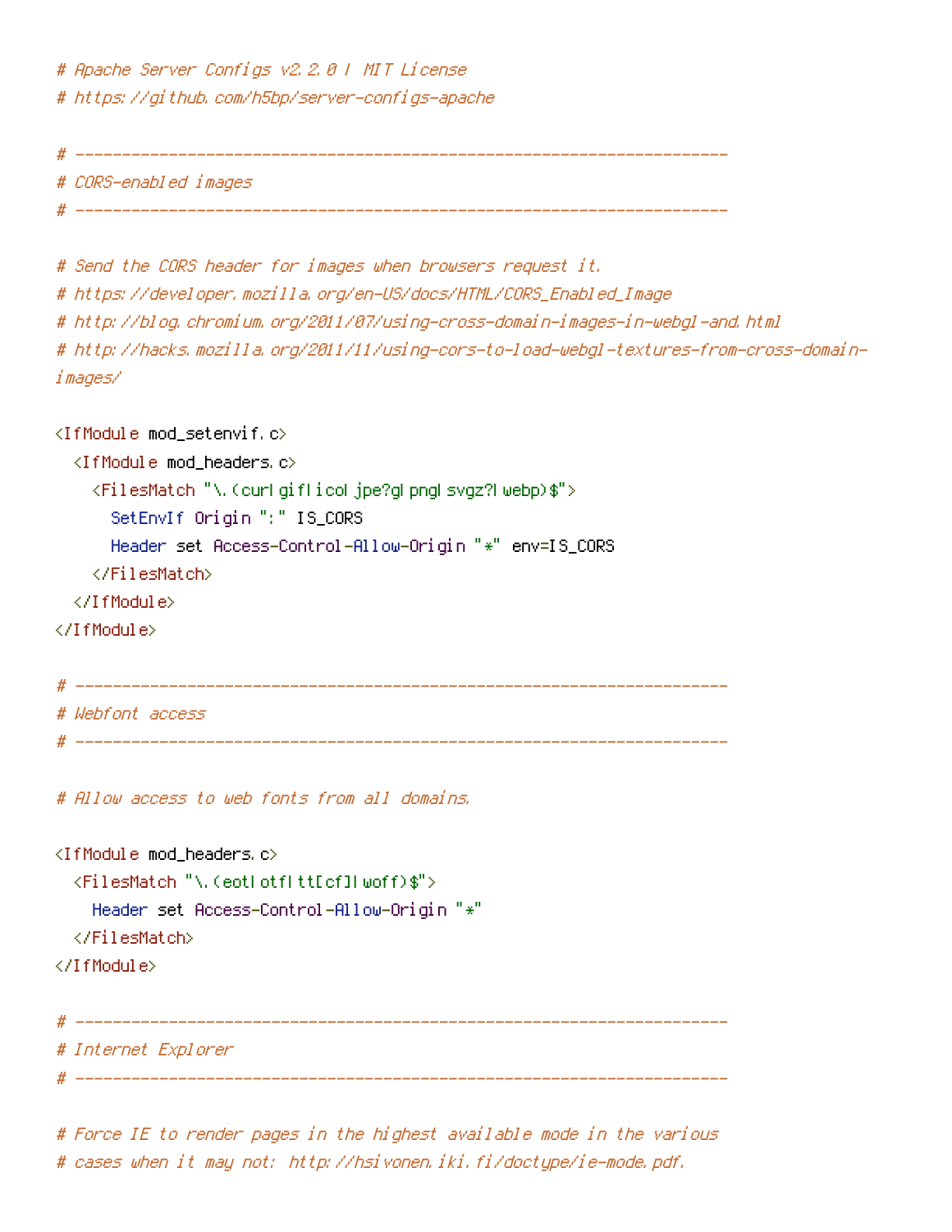```apache
# Apache Server Configs v2.2.0 | MIT License
# https://github.com/h5bp/server-configs-apache

# ----------------------------------------------------------------------
# CORS-enabled images
# ----------------------------------------------------------------------

# Send the CORS header for images when browsers request it.
# https://developer.mozilla.org/en-US/docs/HTML/CORS_Enabled_Image
# http://blog.chromium.org/2011/07/using-cross-domain-images-in-webgl-and.html
# http://hacks.mozilla.org/2011/11/using-cors-to-load-webgl-textures-from-cross-domain-images/

<IfModule mod_setenvif.c>
  <IfModule mod_headers.c>
    <FilesMatch "\.(cur|gif|ico|jpe?g|png|svgz?|webp)$">
      SetEnvIf Origin ":" IS_CORS
      Header set Access-Control-Allow-Origin "*" env=IS_CORS
    </FilesMatch>
  </IfModule>
</IfModule>

# ----------------------------------------------------------------------
# Webfont access
# ----------------------------------------------------------------------

# Allow access to web fonts from all domains.

<IfModule mod_headers.c>
  <FilesMatch "\.(eot|otf|tt[cf]|woff)$">
    Header set Access-Control-Allow-Origin "*"
  </FilesMatch>
</IfModule>

# ----------------------------------------------------------------------
# Internet Explorer
# ----------------------------------------------------------------------

# Force IE to render pages in the highest available mode in the various
# cases when it may not: http://hsivonen.iki.fi/doctype/ie-mode.pdf.
```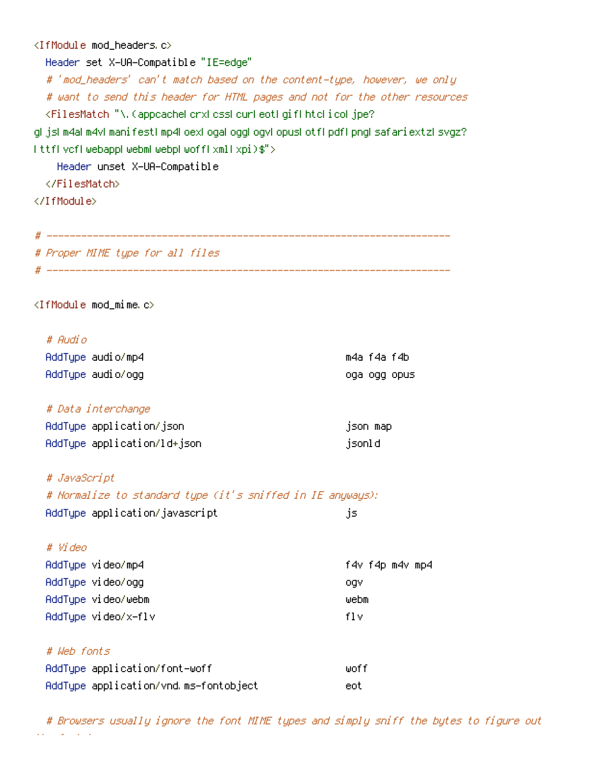```
<IfModule mod_headers.c>
  Header set X-UA-Compatible "IE=edge"
  # 'mod_headers' can't match based on the content-type, however, we only
  # want to send this header for HTML pages and not for the other resources
  <FilesMatch "\.(appcache|crx|css|cur|eot|gif|htc|ico|jpe?g|js|m4a|m4v|manifest|mp4|oex|oga|ogg|ogv|opus|otf|pdf|png|safariextz|svgz?|ttf|vcf|webapp|webm|webp|woff|xml|xpi)$">
    Header unset X-UA-Compatible
  </FilesMatch>
</IfModule>

# ----------------------------------------------------------------------
# Proper MIME type for all files
# ----------------------------------------------------------------------

<IfModule mod_mime.c>

  # Audio
  AddType audio/mp4                                   m4a f4a f4b
  AddType audio/ogg                                   oga ogg opus

  # Data interchange
  AddType application/json                            json map
  AddType application/ld+json                         jsonld

  # JavaScript
  # Normalize to standard type (it's sniffed in IE anyways):
  AddType application/javascript                      js

  # Video
  AddType video/mp4                                   f4v f4p m4v mp4
  AddType video/ogg                                   ogv
  AddType video/webm                                  webm
  AddType video/x-flv                                 flv

  # Web fonts
  AddType application/font-woff                       woff
  AddType application/vnd.ms-fontobject               eot

  # Browsers usually ignore the font MIME types and simply sniff the bytes to figure out
```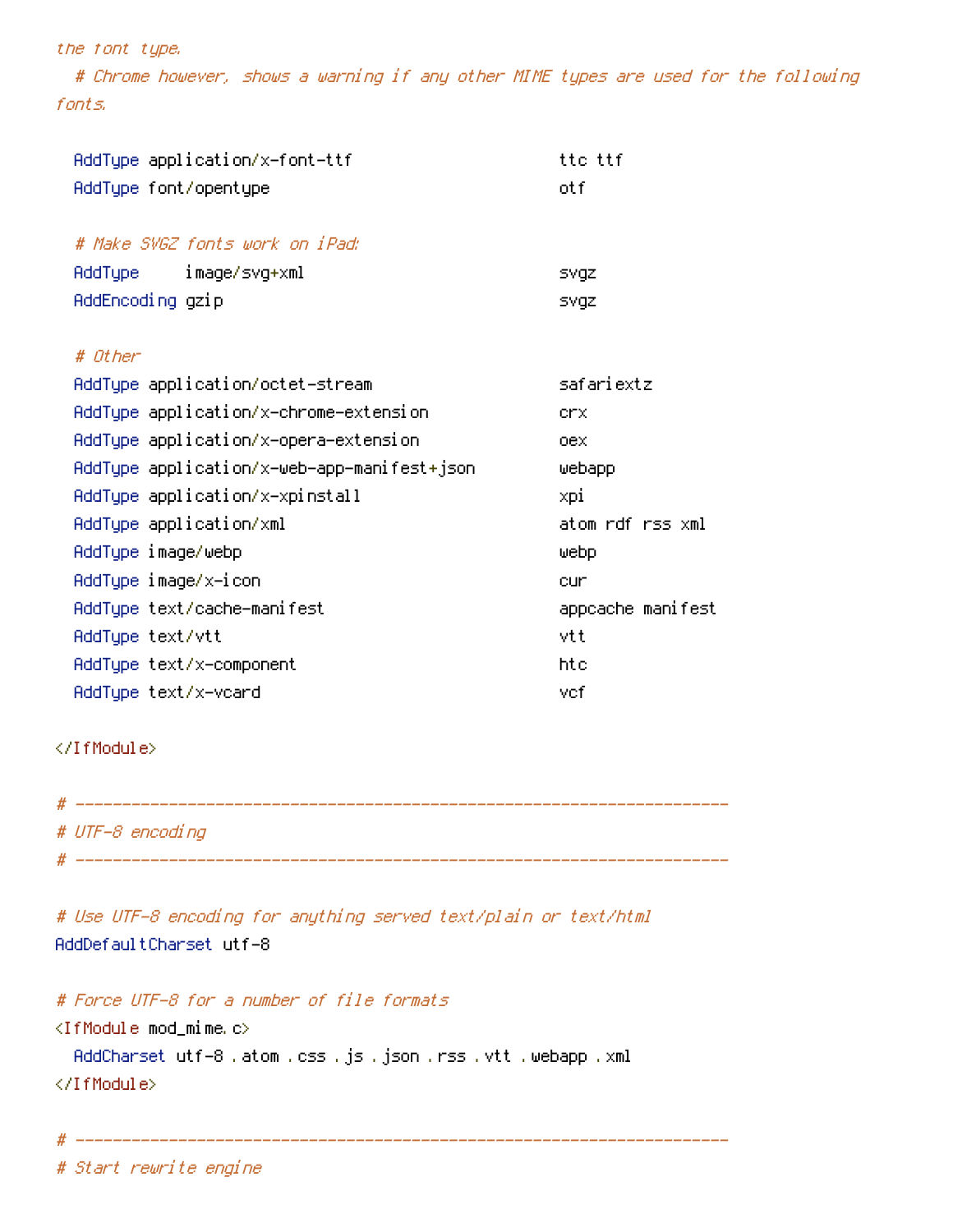```
the font type.
  # Chrome however, shows a warning if any other MIME types are used for the following
fonts.

  AddType application/x-font-ttf                         ttc ttf
  AddType font/opentype                                  otf

  # Make SVGZ fonts work on iPad:
  AddType     image/svg+xml                              svgz
  AddEncoding gzip                                       svgz

  # Other
  AddType application/octet-stream                       safariextz
  AddType application/x-chrome-extension                 crx
  AddType application/x-opera-extension                  oex
  AddType application/x-web-app-manifest+json            webapp
  AddType application/x-xpinstall                        xpi
  AddType application/xml                                atom rdf rss xml
  AddType image/webp                                     webp
  AddType image/x-icon                                   cur
  AddType text/cache-manifest                            appcache manifest
  AddType text/vtt                                       vtt
  AddType text/x-component                               htc
  AddType text/x-vcard                                   vcf

</IfModule>

# ----------------------------------------------------------------------
# UTF-8 encoding
# ----------------------------------------------------------------------

# Use UTF-8 encoding for anything served text/plain or text/html
AddDefaultCharset utf-8

# Force UTF-8 for a number of file formats
<IfModule mod_mime.c>
  AddCharset utf-8 .atom .css .js .json .rss .vtt .webapp .xml
</IfModule>

# ----------------------------------------------------------------------
# Start rewrite engine
```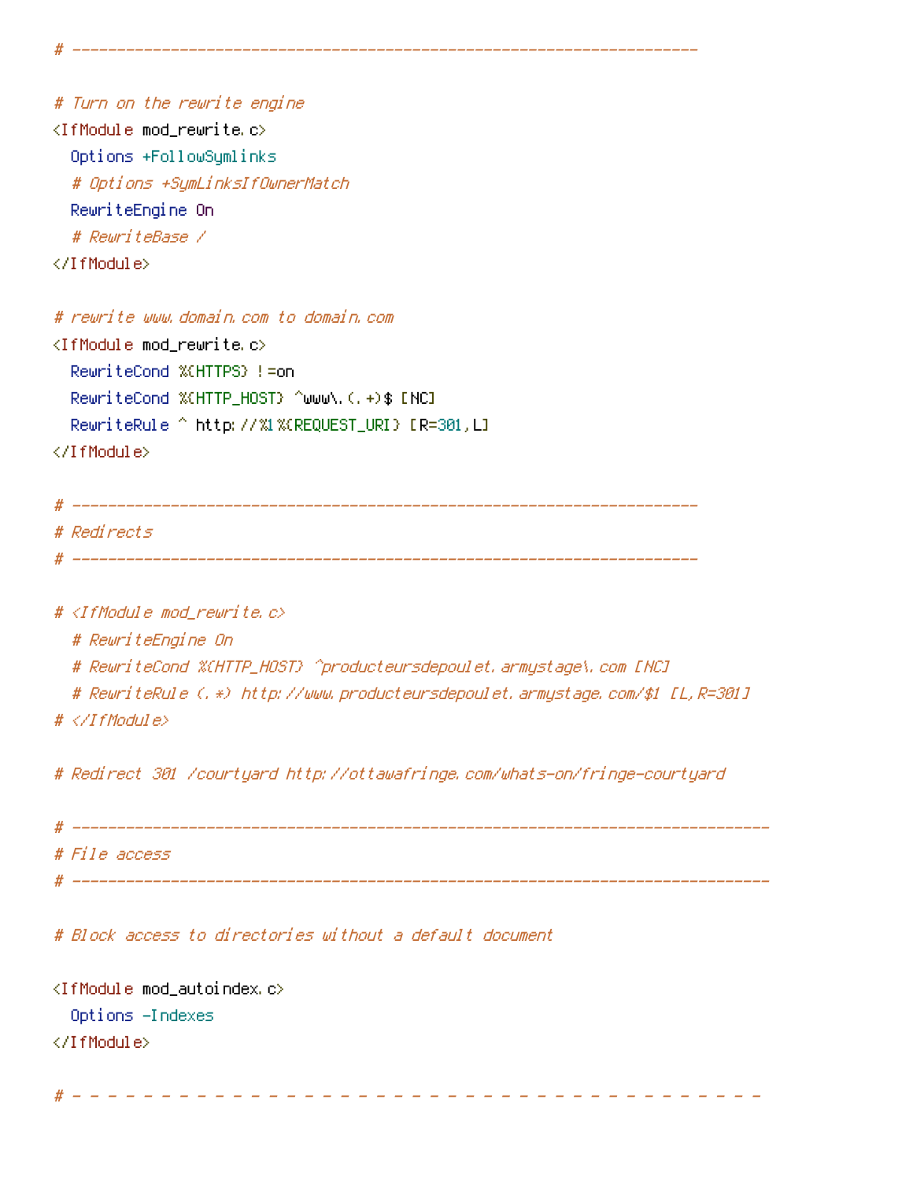```
# ----------------------------------------------------------------------

# Turn on the rewrite engine
<IfModule mod_rewrite.c>
  Options +FollowSymlinks
  # Options +SymLinksIfOwnerMatch
  RewriteEngine On
  # RewriteBase /
</IfModule>

# rewrite www.domain.com to domain.com
<IfModule mod_rewrite.c>
  RewriteCond %{HTTPS} !=on
  RewriteCond %{HTTP_HOST} ^www\.(.+)$ [NC]
  RewriteRule ^ http://%1%{REQUEST_URI} [R=301,L]
</IfModule>

# ----------------------------------------------------------------------
# Redirects
# ----------------------------------------------------------------------

# <IfModule mod_rewrite.c>
  # RewriteEngine On
  # RewriteCond %{HTTP_HOST} ^producteursdepoulet.armystage\.com [NC]
  # RewriteRule (.*) http://www.producteursdepoulet.armystage.com/$1 [L,R=301]
# </IfModule>

# Redirect 301 /courtyard http://ottawafringe.com/whats-on/fringe-courtyard

# ------------------------------------------------------------------------------
# File access
# ------------------------------------------------------------------------------

# Block access to directories without a default document

<IfModule mod_autoindex.c>
  Options -Indexes
</IfModule>

# - - - - - - - - - - - - - - - - - - - - - - - - - - - - - - - - - - - - - - -
```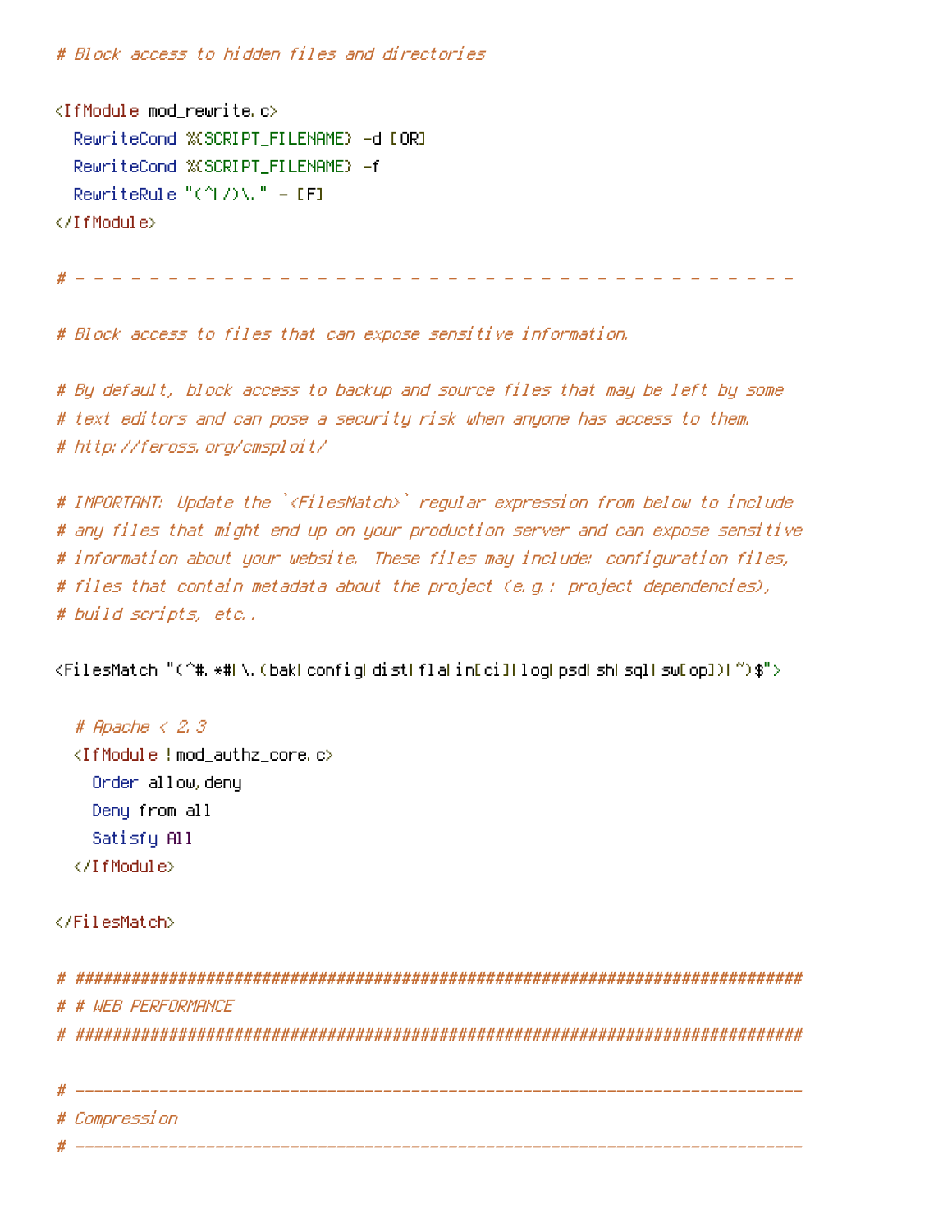```
# Block access to hidden files and directories

<IfModule mod_rewrite.c>
  RewriteCond %{SCRIPT_FILENAME} -d [OR]
  RewriteCond %{SCRIPT_FILENAME} -f
  RewriteRule "(^|/)\." - [F]
</IfModule>

# - - - - - - - - - - - - - - - - - - - - - - - - - - - - - - - - - - - - - - -

# Block access to files that can expose sensitive information.

# By default, block access to backup and source files that may be left by some
# text editors and can pose a security risk when anyone has access to them.
# http://feross.org/cmsploit/

# IMPORTANT: Update the `<FilesMatch>` regular expression from below to include
# any files that might end up on your production server and can expose sensitive
# information about your website. These files may include: configuration files,
# files that contain metadata about the project (e.g.: project dependencies),
# build scripts, etc..

<FilesMatch "(^#.*#|\.(bak|config|dist|fla|in[ci]|log|psd|sh|sql|sw[op])|~)$">

  # Apache < 2.3
  <IfModule !mod_authz_core.c>
    Order allow,deny
    Deny from all
    Satisfy All
  </IfModule>

</FilesMatch>

# ##############################################################################
# # WEB PERFORMANCE
# ##############################################################################

# ------------------------------------------------------------------------------
# Compression
# ------------------------------------------------------------------------------
```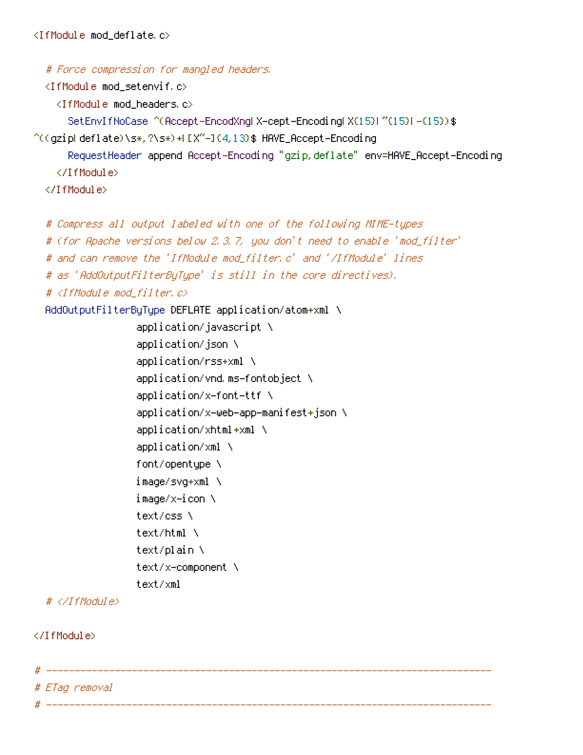```
<IfModule mod_deflate.c>

  # Force compression for mangled headers.
  <IfModule mod_setenvif.c>
    <IfModule mod_headers.c>
      SetEnvIfNoCase ^(Accept-EncodXng|X-cept-Encoding|X{15}|~{15}|-{15})$
^((gzip|deflate)\s*,?\s*)+|[X~-]{4,13}$ HAVE_Accept-Encoding
      RequestHeader append Accept-Encoding "gzip,deflate" env=HAVE_Accept-Encoding
    </IfModule>
  </IfModule>

  # Compress all output labeled with one of the following MIME-types
  # (for Apache versions below 2.3.7, you don't need to enable 'mod_filter'
  # and can remove the 'IfModule mod_filter.c' and '/IfModule' lines
  # as 'AddOutputFilterByType' is still in the core directives).
  # <IfModule mod_filter.c>
  AddOutputFilterByType DEFLATE application/atom+xml \
                application/javascript \
                application/json \
                application/rss+xml \
                application/vnd.ms-fontobject \
                application/x-font-ttf \
                application/x-web-app-manifest+json \
                application/xhtml+xml \
                application/xml \
                font/opentype \
                image/svg+xml \
                image/x-icon \
                text/css \
                text/html \
                text/plain \
                text/x-component \
                text/xml
  # </IfModule>

</IfModule>

# ------------------------------------------------------------------------------
# ETag removal
# ------------------------------------------------------------------------------
```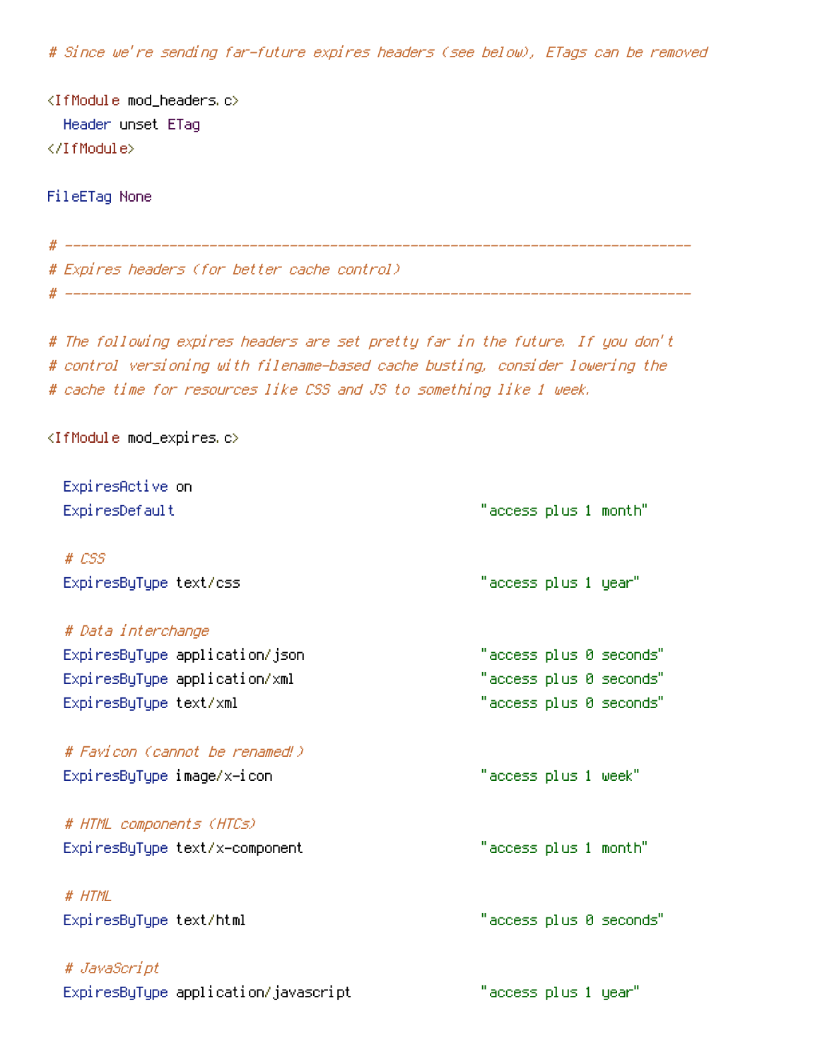```
# Since we're sending far-future expires headers (see below), ETags can be removed

<IfModule mod_headers.c>
  Header unset ETag
</IfModule>

FileETag None

# ------------------------------------------------------------------------------
# Expires headers (for better cache control)
# ------------------------------------------------------------------------------

# The following expires headers are set pretty far in the future. If you don't
# control versioning with filename-based cache busting, consider lowering the
# cache time for resources like CSS and JS to something like 1 week.

<IfModule mod_expires.c>

  ExpiresActive on
  ExpiresDefault                                      "access plus 1 month"

  # CSS
  ExpiresByType text/css                              "access plus 1 year"

  # Data interchange
  ExpiresByType application/json                      "access plus 0 seconds"
  ExpiresByType application/xml                       "access plus 0 seconds"
  ExpiresByType text/xml                              "access plus 0 seconds"

  # Favicon (cannot be renamed!)
  ExpiresByType image/x-icon                          "access plus 1 week"

  # HTML components (HTCs)
  ExpiresByType text/x-component                      "access plus 1 month"

  # HTML
  ExpiresByType text/html                             "access plus 0 seconds"

  # JavaScript
  ExpiresByType application/javascript                "access plus 1 year"
```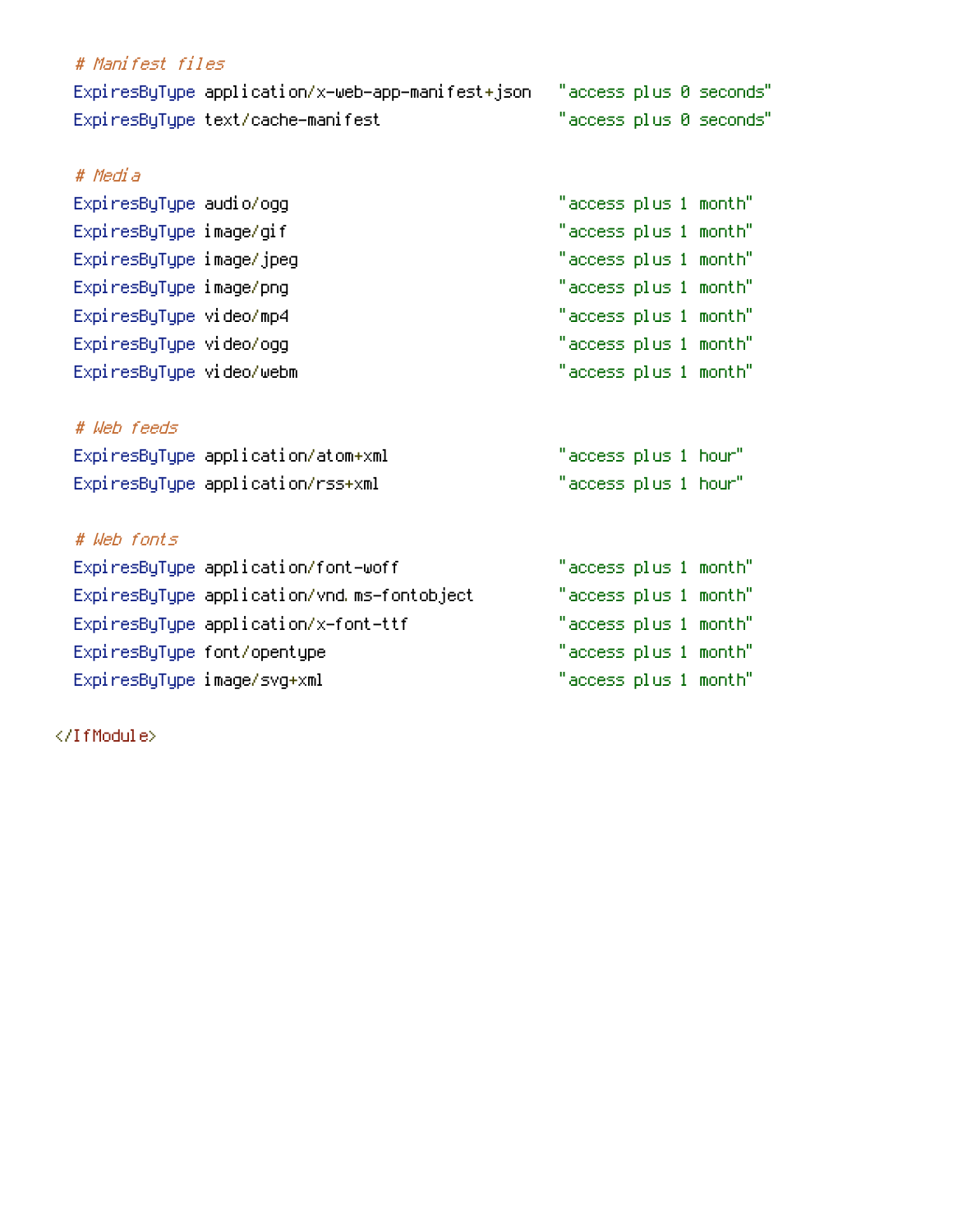```
    # Manifest files
    ExpiresByType application/x-web-app-manifest+json   "access plus 0 seconds"
    ExpiresByType text/cache-manifest                   "access plus 0 seconds"

    # Media
    ExpiresByType audio/ogg                             "access plus 1 month"
    ExpiresByType image/gif                             "access plus 1 month"
    ExpiresByType image/jpeg                            "access plus 1 month"
    ExpiresByType image/png                             "access plus 1 month"
    ExpiresByType video/mp4                             "access plus 1 month"
    ExpiresByType video/ogg                             "access plus 1 month"
    ExpiresByType video/webm                            "access plus 1 month"

    # Web feeds
    ExpiresByType application/atom+xml                  "access plus 1 hour"
    ExpiresByType application/rss+xml                   "access plus 1 hour"

    # Web fonts
    ExpiresByType application/font-woff                 "access plus 1 month"
    ExpiresByType application/vnd.ms-fontobject        "access plus 1 month"
    ExpiresByType application/x-font-ttf                "access plus 1 month"
    ExpiresByType font/opentype                         "access plus 1 month"
    ExpiresByType image/svg+xml                         "access plus 1 month"

</IfModule>
```